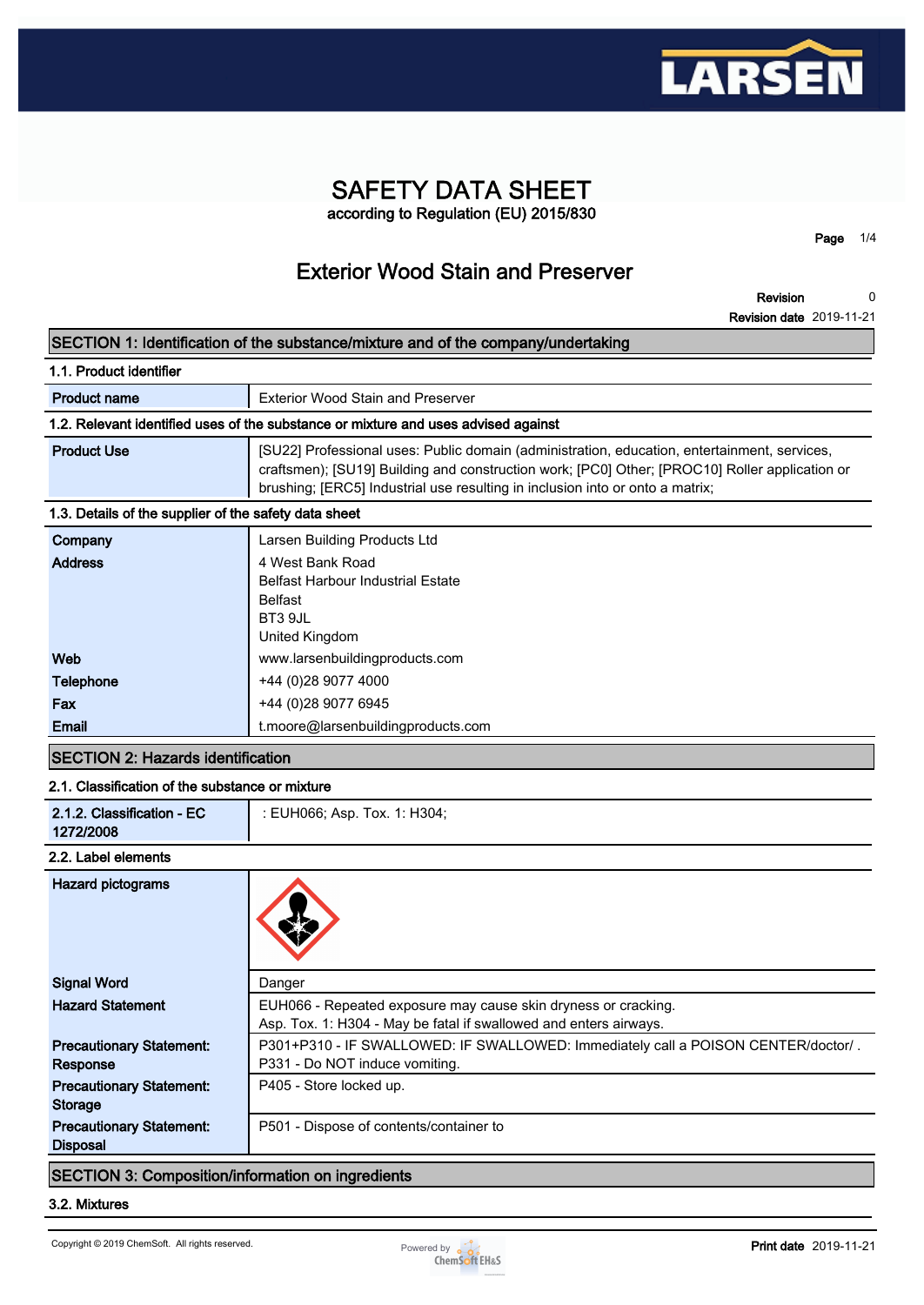# SAFETY DATA SHEET

according to Regulation (EU) 2015/830

## Exterior Wood Stain and Preserver

**Revision** 0
**Revision date** 2019-11-21

## SECTION 1: Identification of the substance/mixture and of the company/undertaking

### 1.1. Product identifier

| | |
|---|---|
| **Product name** | Exterior Wood Stain and Preserver |

### 1.2. Relevant identified uses of the substance or mixture and uses advised against

| | |
|---|---|
| **Product Use** | [SU22] Professional uses: Public domain (administration, education, entertainment, services, craftsmen); [SU19] Building and construction work; [PC0] Other; [PROC10] Roller application or brushing; [ERC5] Industrial use resulting in inclusion into or onto a matrix; |

### 1.3. Details of the supplier of the safety data sheet

| | |
|---|---|
| **Company** | Larsen Building Products Ltd |
| **Address** | 4 West Bank Road<br>Belfast Harbour Industrial Estate<br>Belfast<br>BT3 9JL<br>United Kingdom |
| **Web** | www.larsenbuildingproducts.com |
| **Telephone** | +44 (0)28 9077 4000 |
| **Fax** | +44 (0)28 9077 6945 |
| **Email** | t.moore@larsenbuildingproducts.com |

## SECTION 2: Hazards identification

### 2.1. Classification of the substance or mixture

| | |
|---|---|
| **2.1.2. Classification - EC 1272/2008** | : EUH066; Asp. Tox. 1: H304; |

### 2.2. Label elements

| | |
|---|---|
| **Hazard pictograms** | |
| **Signal Word** | Danger |
| **Hazard Statement** | EUH066 - Repeated exposure may cause skin dryness or cracking.<br>Asp. Tox. 1: H304 - May be fatal if swallowed and enters airways. |
| **Precautionary Statement: Response** | P301+P310 - IF SWALLOWED: IF SWALLOWED: Immediately call a POISON CENTER/doctor/ .<br>P331 - Do NOT induce vomiting. |
| **Precautionary Statement: Storage** | P405 - Store locked up. |
| **Precautionary Statement: Disposal** | P501 - Dispose of contents/container to |

## SECTION 3: Composition/information on ingredients

### 3.2. Mixtures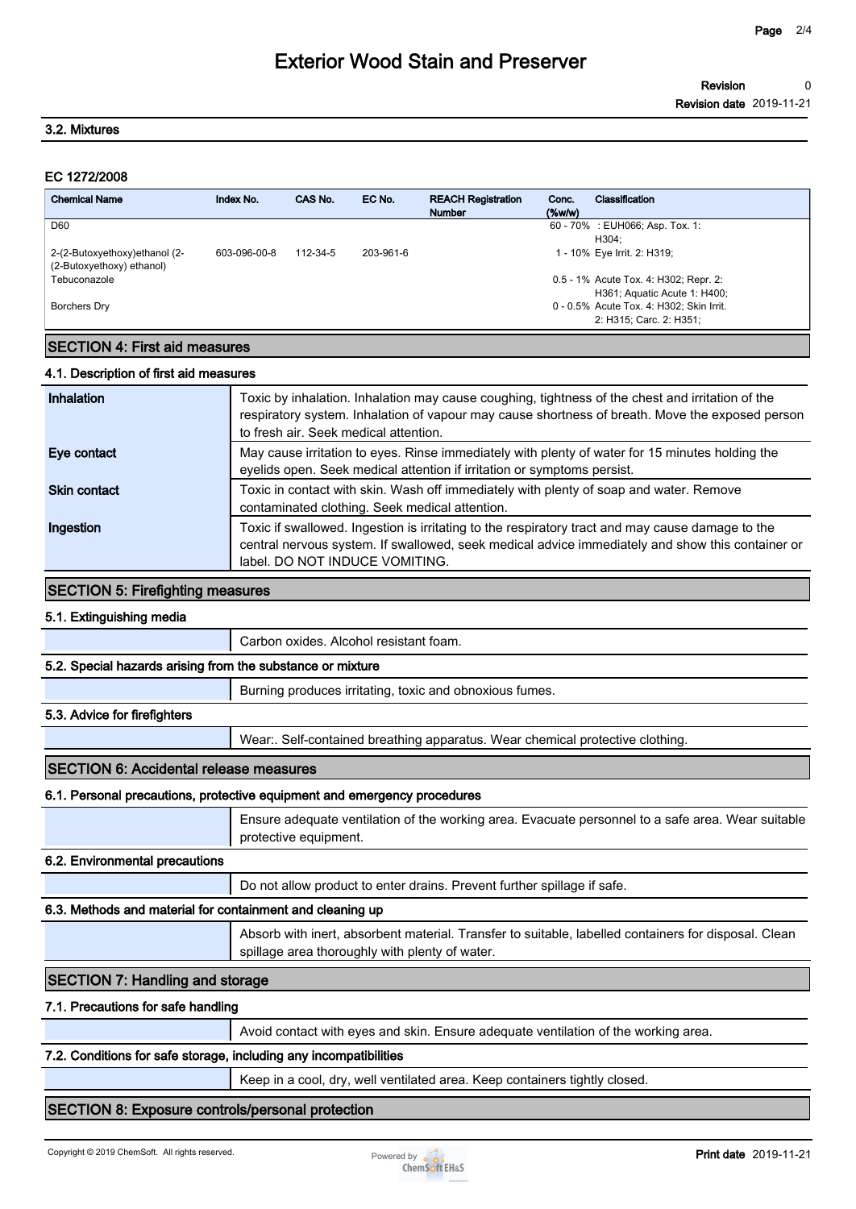### 3.2. Mixtures

**EC 1272/2008**

| Chemical Name | Index No. | CAS No. | EC No. | REACH Registration Number | Conc. (%w/w) | Classification |
|---|---|---|---|---|---|---|
| D60 | | | | | 60 - 70% | : EUH066; Asp. Tox. 1: H304; |
| 2-(2-Butoxyethoxy)ethanol (2-(2-Butoxyethoxy) ethanol) | 603-096-00-8 | 112-34-5 | 203-961-6 | | 1 - 10% | Eye Irrit. 2: H319; |
| Tebuconazole | | | | | 0.5 - 1% | Acute Tox. 4: H302; Repr. 2: H361; Aquatic Acute 1: H400; |
| Borchers Dry | | | | | 0 - 0.5% | Acute Tox. 4: H302; Skin Irrit. 2: H315; Carc. 2: H351; |

## SECTION 4: First aid measures

### 4.1. Description of first aid measures

| | |
|---|---|
| **Inhalation** | Toxic by inhalation. Inhalation may cause coughing, tightness of the chest and irritation of the respiratory system. Inhalation of vapour may cause shortness of breath. Move the exposed person to fresh air. Seek medical attention. |
| **Eye contact** | May cause irritation to eyes. Rinse immediately with plenty of water for 15 minutes holding the eyelids open. Seek medical attention if irritation or symptoms persist. |
| **Skin contact** | Toxic in contact with skin. Wash off immediately with plenty of soap and water. Remove contaminated clothing. Seek medical attention. |
| **Ingestion** | Toxic if swallowed. Ingestion is irritating to the respiratory tract and may cause damage to the central nervous system. If swallowed, seek medical advice immediately and show this container or label. DO NOT INDUCE VOMITING. |

## SECTION 5: Firefighting measures

### 5.1. Extinguishing media

Carbon oxides. Alcohol resistant foam.

### 5.2. Special hazards arising from the substance or mixture

Burning produces irritating, toxic and obnoxious fumes.

### 5.3. Advice for firefighters

Wear:. Self-contained breathing apparatus. Wear chemical protective clothing.

## SECTION 6: Accidental release measures

### 6.1. Personal precautions, protective equipment and emergency procedures

Ensure adequate ventilation of the working area. Evacuate personnel to a safe area. Wear suitable protective equipment.

### 6.2. Environmental precautions

Do not allow product to enter drains. Prevent further spillage if safe.

### 6.3. Methods and material for containment and cleaning up

Absorb with inert, absorbent material. Transfer to suitable, labelled containers for disposal. Clean spillage area thoroughly with plenty of water.

## SECTION 7: Handling and storage

### 7.1. Precautions for safe handling

Avoid contact with eyes and skin. Ensure adequate ventilation of the working area.

### 7.2. Conditions for safe storage, including any incompatibilities

Keep in a cool, dry, well ventilated area. Keep containers tightly closed.

## SECTION 8: Exposure controls/personal protection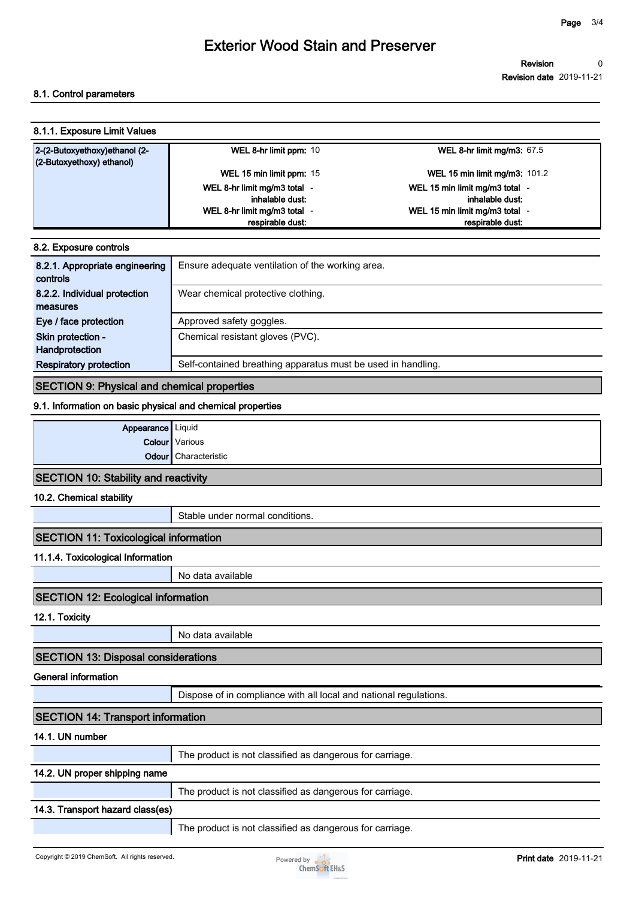#### 8.1. Control parameters

#### 8.1.1. Exposure Limit Values

| 2-(2-Butoxyethoxy)ethanol (2-(2-Butoxyethoxy) ethanol) | WEL 8-hr limit ppm: 10 | WEL 8-hr limit mg/m3: 67.5 |
|---|---|---|
| | WEL 15 min limit ppm: 15 | WEL 15 min limit mg/m3: 101.2 |
| | WEL 8-hr limit mg/m3 total inhalable dust: - | WEL 15 min limit mg/m3 total inhalable dust: - |
| | WEL 8-hr limit mg/m3 total respirable dust: - | WEL 15 min limit mg/m3 total respirable dust: - |

#### 8.2. Exposure controls

| | |
|---|---|
| **8.2.1. Appropriate engineering controls** | Ensure adequate ventilation of the working area. |
| **8.2.2. Individual protection measures** | Wear chemical protective clothing. |
| **Eye / face protection** | Approved safety goggles. |
| **Skin protection - Handprotection** | Chemical resistant gloves (PVC). |
| **Respiratory protection** | Self-contained breathing apparatus must be used in handling. |

## SECTION 9: Physical and chemical properties

#### 9.1. Information on basic physical and chemical properties

| | |
|---|---|
| **Appearance** | Liquid |
| **Colour** | Various |
| **Odour** | Characteristic |

## SECTION 10: Stability and reactivity

#### 10.2. Chemical stability

Stable under normal conditions.

## SECTION 11: Toxicological information

#### 11.1.4. Toxicological Information

No data available

## SECTION 12: Ecological information

#### 12.1. Toxicity

No data available

## SECTION 13: Disposal considerations

#### General information

Dispose of in compliance with all local and national regulations.

## SECTION 14: Transport information

#### 14.1. UN number

The product is not classified as dangerous for carriage.

#### 14.2. UN proper shipping name

The product is not classified as dangerous for carriage.

#### 14.3. Transport hazard class(es)

The product is not classified as dangerous for carriage.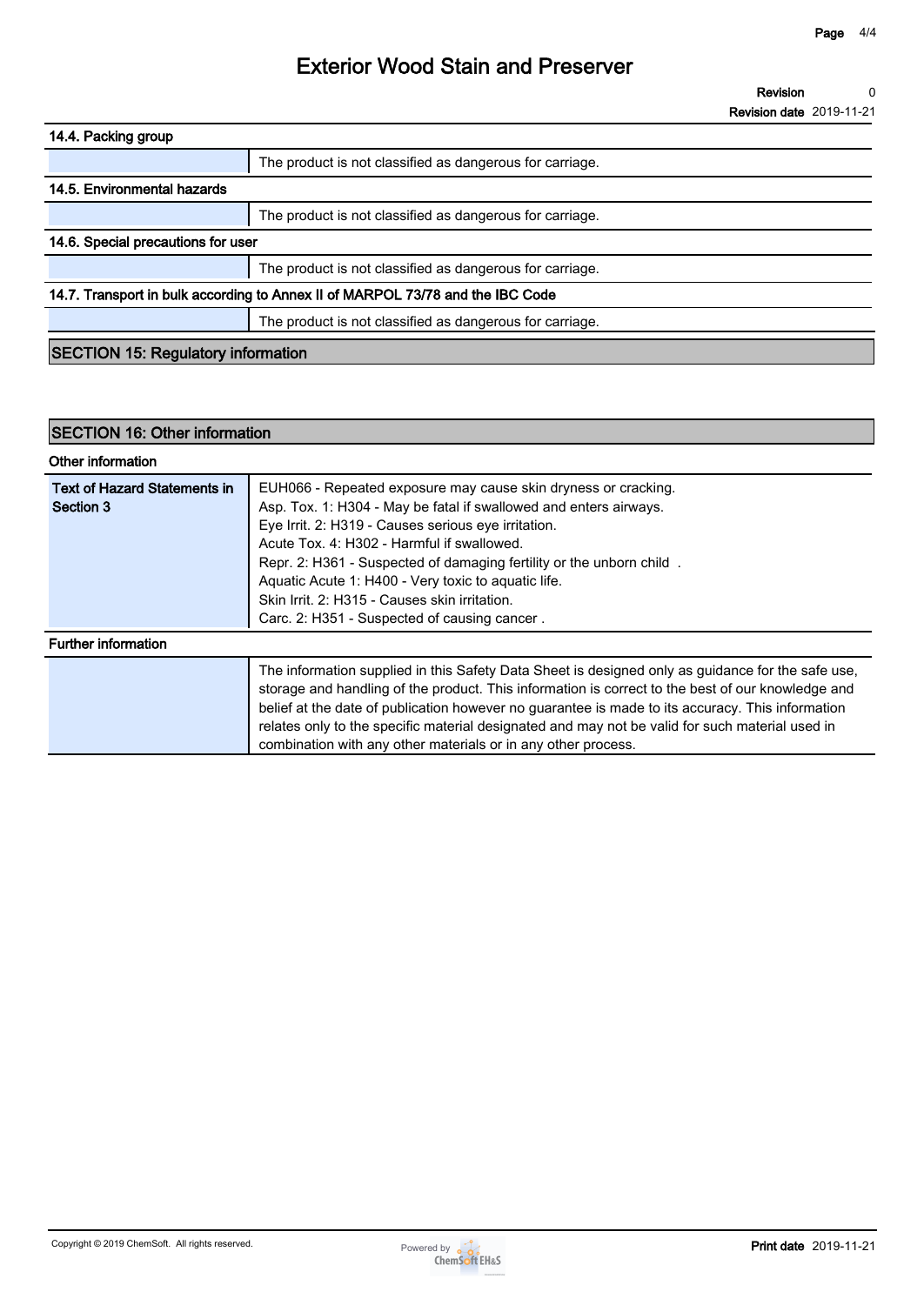### 14.4. Packing group

| | |
|---|---|
| | The product is not classified as dangerous for carriage. |

### 14.5. Environmental hazards

| | |
|---|---|
| | The product is not classified as dangerous for carriage. |

### 14.6. Special precautions for user

| | |
|---|---|
| | The product is not classified as dangerous for carriage. |

### 14.7. Transport in bulk according to Annex II of MARPOL 73/78 and the IBC Code

| | |
|---|---|
| | The product is not classified as dangerous for carriage. |

## SECTION 15: Regulatory information

## SECTION 16: Other information

### Other information

| | |
|---|---|
| **Text of Hazard Statements in Section 3** | EUH066 - Repeated exposure may cause skin dryness or cracking.<br>Asp. Tox. 1: H304 - May be fatal if swallowed and enters airways.<br>Eye Irrit. 2: H319 - Causes serious eye irritation.<br>Acute Tox. 4: H302 - Harmful if swallowed.<br>Repr. 2: H361 - Suspected of damaging fertility or the unborn child .<br>Aquatic Acute 1: H400 - Very toxic to aquatic life.<br>Skin Irrit. 2: H315 - Causes skin irritation.<br>Carc. 2: H351 - Suspected of causing cancer . |

### Further information

| | |
|---|---|
| | The information supplied in this Safety Data Sheet is designed only as guidance for the safe use, storage and handling of the product. This information is correct to the best of our knowledge and belief at the date of publication however no guarantee is made to its accuracy. This information relates only to the specific material designated and may not be valid for such material used in combination with any other materials or in any other process. |